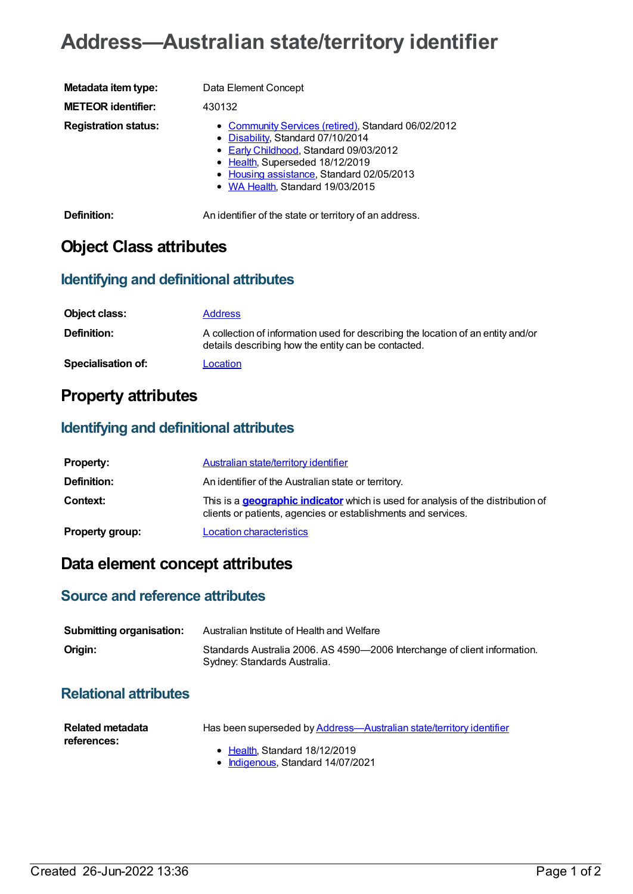# Address—Australian state/territory identifier

| | |
|---|---|
| **Metadata item type:** | Data Element Concept |
| **METEOR identifier:** | 430132 |
| **Registration status:** | • Community Services (retired), Standard 06/02/2012<br>• Disability, Standard 07/10/2014<br>• Early Childhood, Standard 09/03/2012<br>• Health, Superseded 18/12/2019<br>• Housing assistance, Standard 02/05/2013<br>• WA Health, Standard 19/03/2015 |
| **Definition:** | An identifier of the state or territory of an address. |

## Object Class attributes

### Identifying and definitional attributes

| | |
|---|---|
| **Object class:** | Address |
| **Definition:** | A collection of information used for describing the location of an entity and/or details describing how the entity can be contacted. |
| **Specialisation of:** | Location |

## Property attributes

### Identifying and definitional attributes

| | |
|---|---|
| **Property:** | Australian state/territory identifier |
| **Definition:** | An identifier of the Australian state or territory. |
| **Context:** | This is a **geographic indicator** which is used for analysis of the distribution of clients or patients, agencies or establishments and services. |
| **Property group:** | Location characteristics |

## Data element concept attributes

### Source and reference attributes

| | |
|---|---|
| **Submitting organisation:** | Australian Institute of Health and Welfare |
| **Origin:** | Standards Australia 2006. AS 4590—2006 Interchange of client information. Sydney: Standards Australia. |

### Relational attributes

| | |
|---|---|
| **Related metadata references:** | Has been superseded by Address—Australian state/territory identifier<br>• Health, Standard 18/12/2019<br>• Indigenous, Standard 14/07/2021 |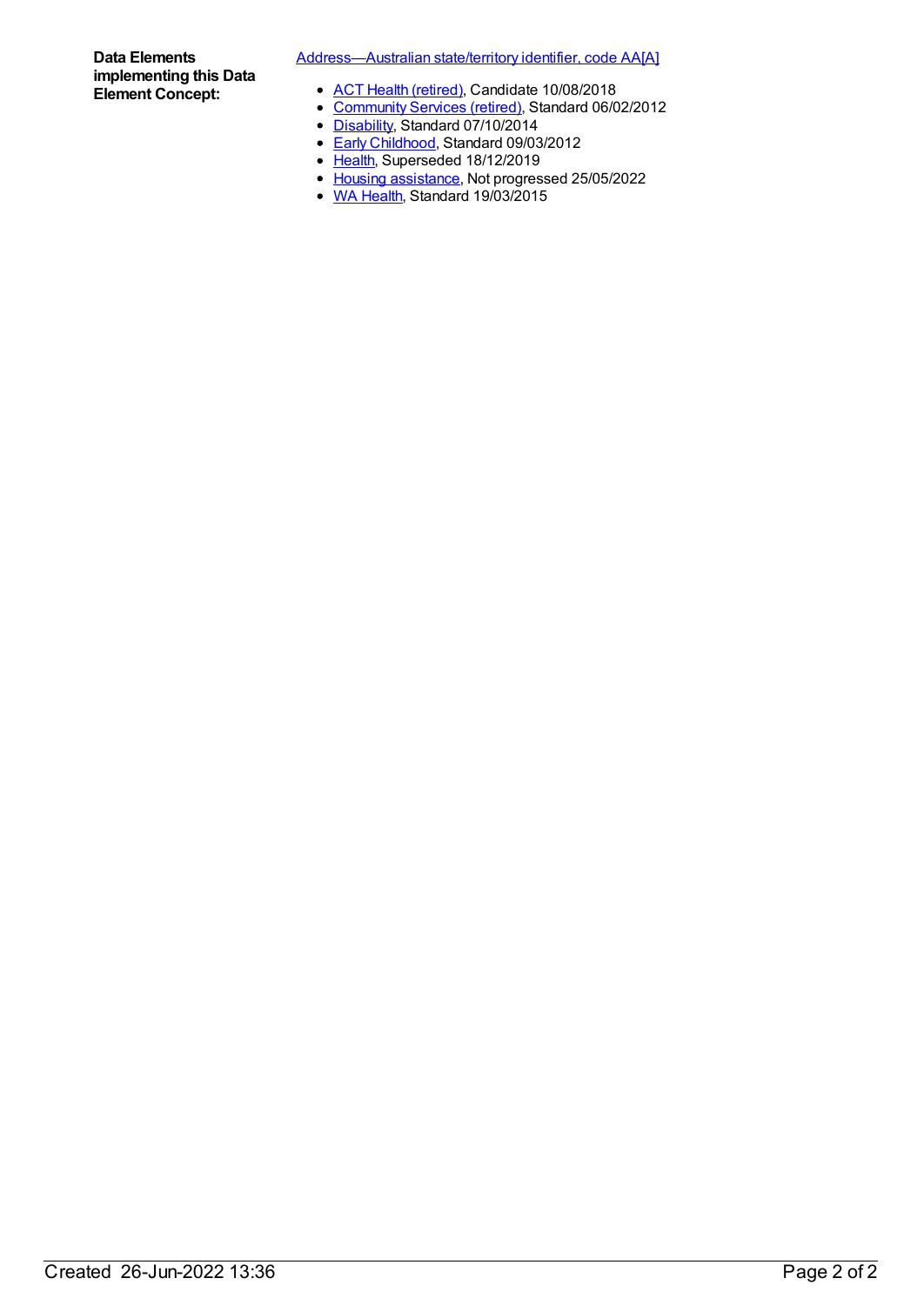**Data Elements implementing this Data Element Concept:**

Address—Australian state/territory identifier, code AA[A]

- ACT Health (retired), Candidate 10/08/2018
- Community Services (retired), Standard 06/02/2012
- Disability, Standard 07/10/2014
- Early Childhood, Standard 09/03/2012
- Health, Superseded 18/12/2019
- Housing assistance, Not progressed 25/05/2022
- WA Health, Standard 19/03/2015